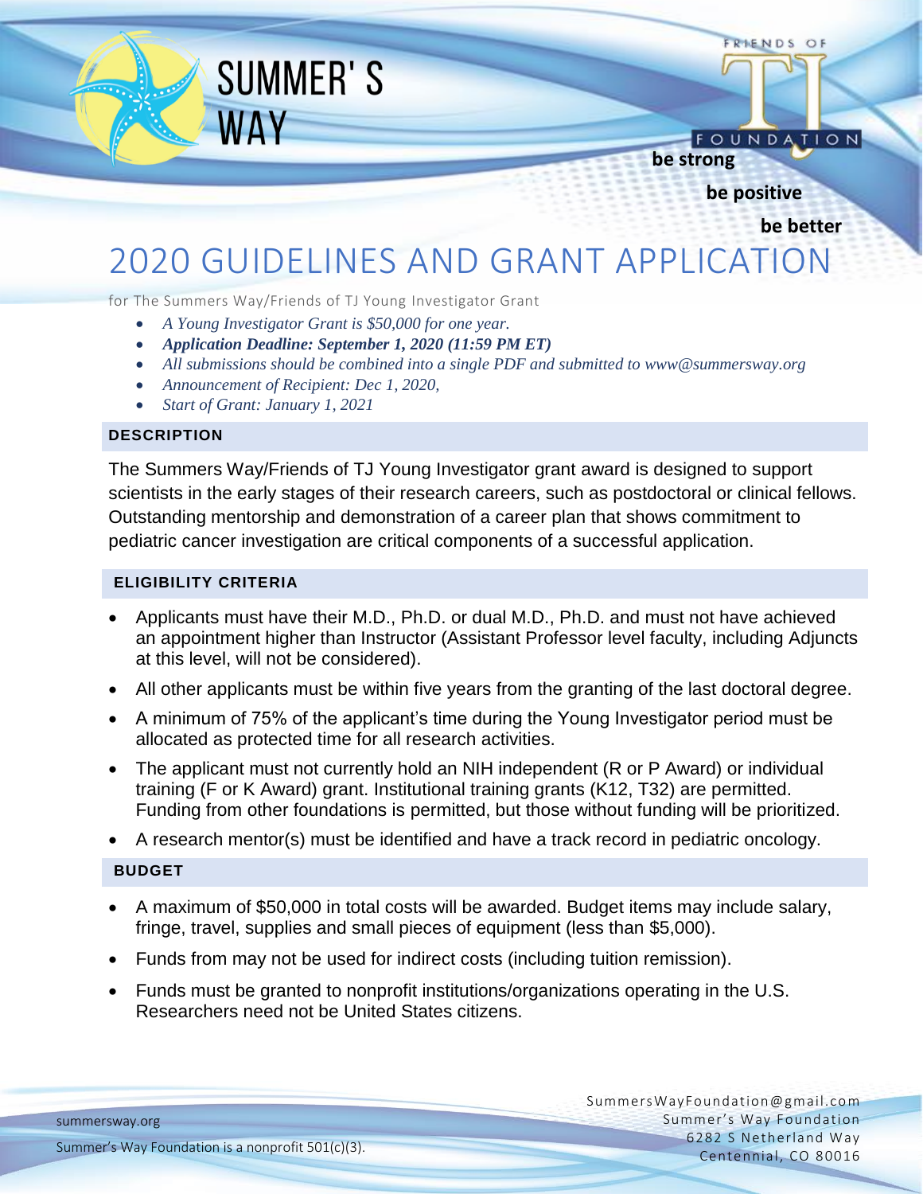SUMMER'S WAY

FRIENDS OF TJ FOUNDATION

**be strong**

**be positive**

**be better**

# 2020 GUIDELINES AND GRANT APPLICATION

for The Summers Way/Friends of TJ Young Investigator Grant

- *A Young Investigator Grant is $50,000 for one year.*
- ***Application Deadline: September 1, 2020 (11:59 PM ET)***
- *All submissions should be combined into a single PDF and submitted to www@summersway.org*
- *Announcement of Recipient: Dec 1, 2020,*
- *Start of Grant: January 1, 2021*

## DESCRIPTION

The Summers Way/Friends of TJ Young Investigator grant award is designed to support scientists in the early stages of their research careers, such as postdoctoral or clinical fellows. Outstanding mentorship and demonstration of a career plan that shows commitment to pediatric cancer investigation are critical components of a successful application.

## ELIGIBILITY CRITERIA

- Applicants must have their M.D., Ph.D. or dual M.D., Ph.D. and must not have achieved an appointment higher than Instructor (Assistant Professor level faculty, including Adjuncts at this level, will not be considered).
- All other applicants must be within five years from the granting of the last doctoral degree.
- A minimum of 75% of the applicant's time during the Young Investigator period must be allocated as protected time for all research activities.
- The applicant must not currently hold an NIH independent (R or P Award) or individual training (F or K Award) grant. Institutional training grants (K12, T32) are permitted. Funding from other foundations is permitted, but those without funding will be prioritized.
- A research mentor(s) must be identified and have a track record in pediatric oncology.

## BUDGET

- A maximum of $50,000 in total costs will be awarded. Budget items may include salary, fringe, travel, supplies and small pieces of equipment (less than $5,000).
- Funds from may not be used for indirect costs (including tuition remission).
- Funds must be granted to nonprofit institutions/organizations operating in the U.S. Researchers need not be United States citizens.

summersway.org

Summer's Way Foundation is a nonprofit 501(c)(3).

SummersWayFoundation@gmail.com
Summer's Way Foundation
6282 S Netherland Way
Centennial, CO 80016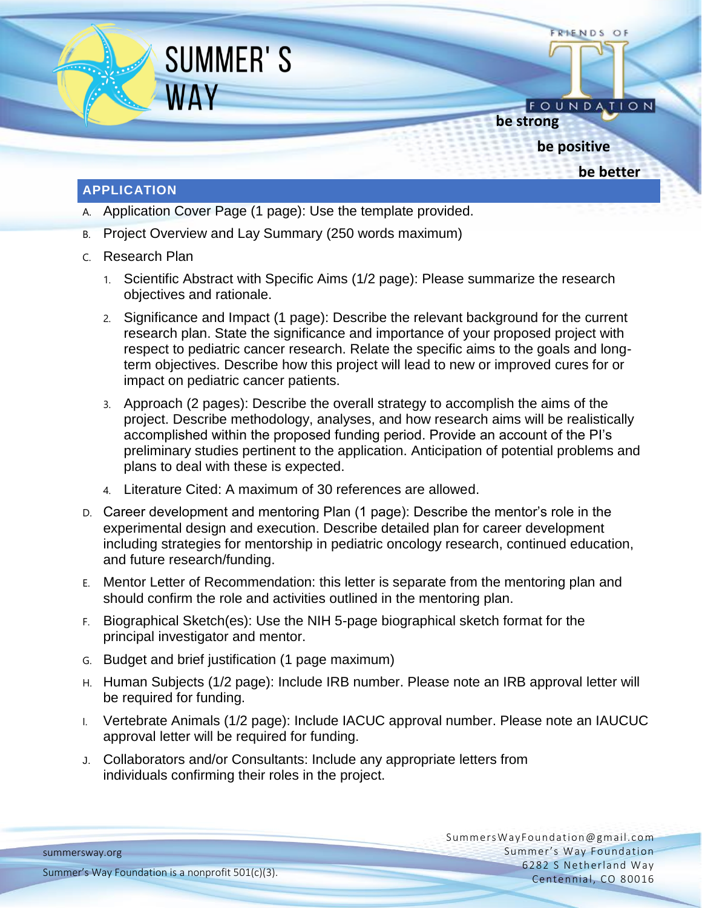## APPLICATION

A. Application Cover Page (1 page): Use the template provided.

B. Project Overview and Lay Summary (250 words maximum)

C. Research Plan

   1. Scientific Abstract with Specific Aims (1/2 page): Please summarize the research objectives and rationale.

   2. Significance and Impact (1 page): Describe the relevant background for the current research plan. State the significance and importance of your proposed project with respect to pediatric cancer research. Relate the specific aims to the goals and long-term objectives. Describe how this project will lead to new or improved cures for or impact on pediatric cancer patients.

   3. Approach (2 pages): Describe the overall strategy to accomplish the aims of the project. Describe methodology, analyses, and how research aims will be realistically accomplished within the proposed funding period. Provide an account of the PI's preliminary studies pertinent to the application. Anticipation of potential problems and plans to deal with these is expected.

   4. Literature Cited: A maximum of 30 references are allowed.

D. Career development and mentoring Plan (1 page): Describe the mentor's role in the experimental design and execution. Describe detailed plan for career development including strategies for mentorship in pediatric oncology research, continued education, and future research/funding.

E. Mentor Letter of Recommendation: this letter is separate from the mentoring plan and should confirm the role and activities outlined in the mentoring plan.

F. Biographical Sketch(es): Use the NIH 5-page biographical sketch format for the principal investigator and mentor.

G. Budget and brief justification (1 page maximum)

H. Human Subjects (1/2 page): Include IRB number. Please note an IRB approval letter will be required for funding.

I. Vertebrate Animals (1/2 page): Include IACUC approval number. Please note an IAUCUC approval letter will be required for funding.

J. Collaborators and/or Consultants: Include any appropriate letters from individuals confirming their roles in the project.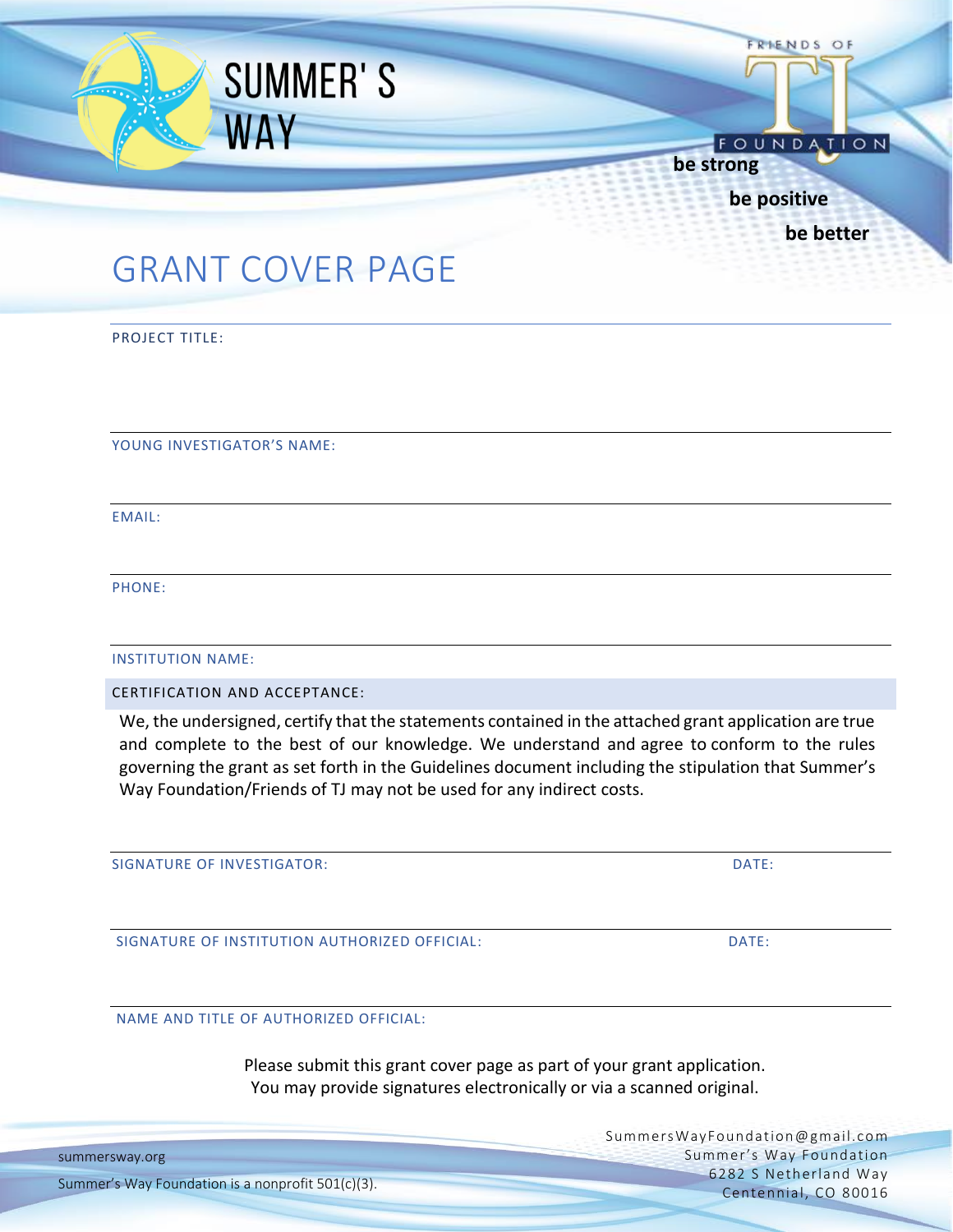SUMMER'S WAY

FRIENDS OF TJ FOUNDATION

**be strong**

**be positive**

**be better**

# GRANT COVER PAGE

PROJECT TITLE:

YOUNG INVESTIGATOR'S NAME:

EMAIL:

PHONE:

INSTITUTION NAME:

CERTIFICATION AND ACCEPTANCE:

We, the undersigned, certify that the statements contained in the attached grant application are true and complete to the best of our knowledge. We understand and agree to conform to the rules governing the grant as set forth in the Guidelines document including the stipulation that Summer's Way Foundation/Friends of TJ may not be used for any indirect costs.

SIGNATURE OF INVESTIGATOR: DATE:

SIGNATURE OF INSTITUTION AUTHORIZED OFFICIAL: DATE:

NAME AND TITLE OF AUTHORIZED OFFICIAL:

Please submit this grant cover page as part of your grant application.
You may provide signatures electronically or via a scanned original.

summersway.org

Summer's Way Foundation is a nonprofit 501(c)(3).

SummersWayFoundation@gmail.com
Summer's Way Foundation
6282 S Netherland Way
Centennial, CO 80016